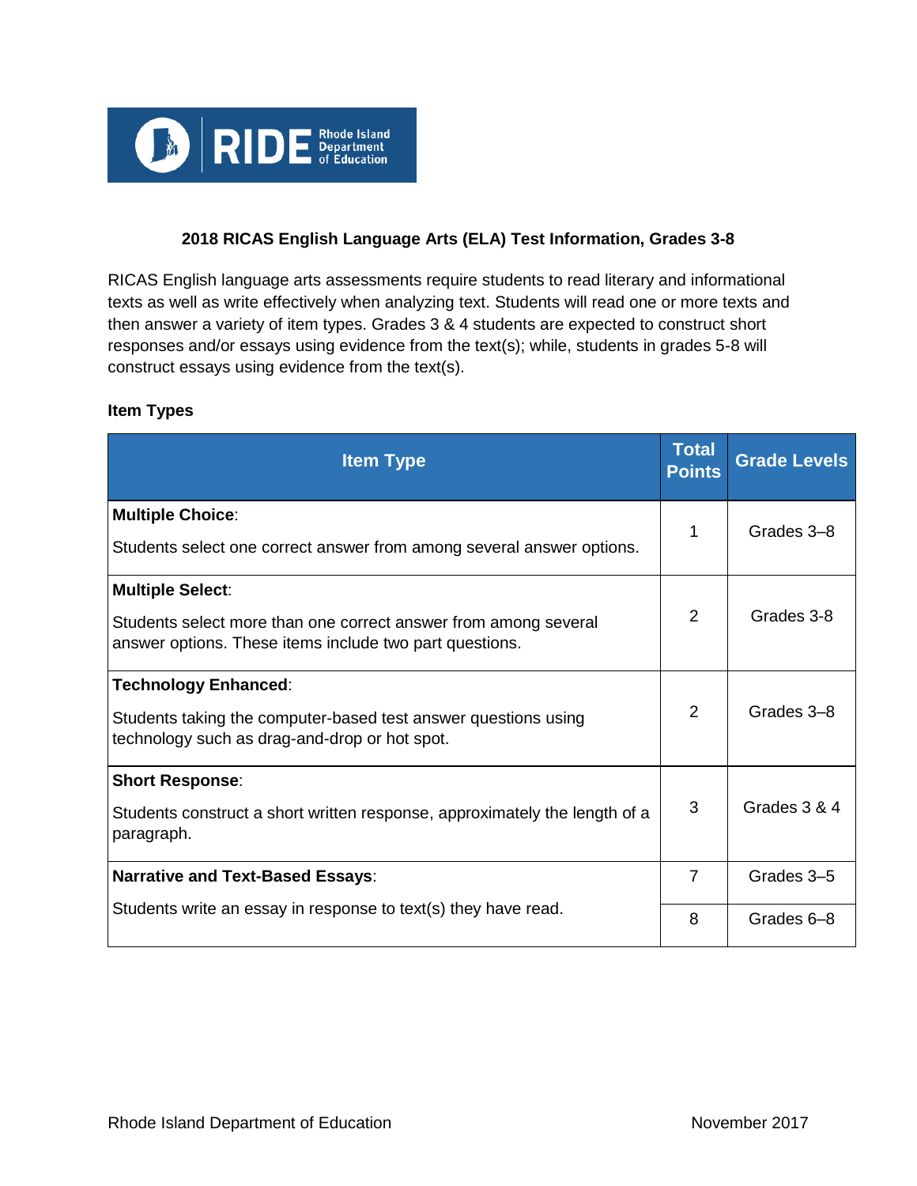RIDE Rhode Island Department of Education

## 2018 RICAS English Language Arts (ELA) Test Information, Grades 3-8

RICAS English language arts assessments require students to read literary and informational texts as well as write effectively when analyzing text. Students will read one or more texts and then answer a variety of item types. Grades 3 & 4 students are expected to construct short responses and/or essays using evidence from the text(s); while, students in grades 5-8 will construct essays using evidence from the text(s).

### Item Types

| Item Type | Total Points | Grade Levels |
|---|---|---|
| **Multiple Choice**: Students select one correct answer from among several answer options. | 1 | Grades 3–8 |
| **Multiple Select**: Students select more than one correct answer from among several answer options. These items include two part questions. | 2 | Grades 3-8 |
| **Technology Enhanced**: Students taking the computer-based test answer questions using technology such as drag-and-drop or hot spot. | 2 | Grades 3–8 |
| **Short Response**: Students construct a short written response, approximately the length of a paragraph. | 3 | Grades 3 & 4 |
| **Narrative and Text-Based Essays**: Students write an essay in response to text(s) they have read. | 7 | Grades 3–5 |
| | 8 | Grades 6–8 |

Rhode Island Department of Education November 2017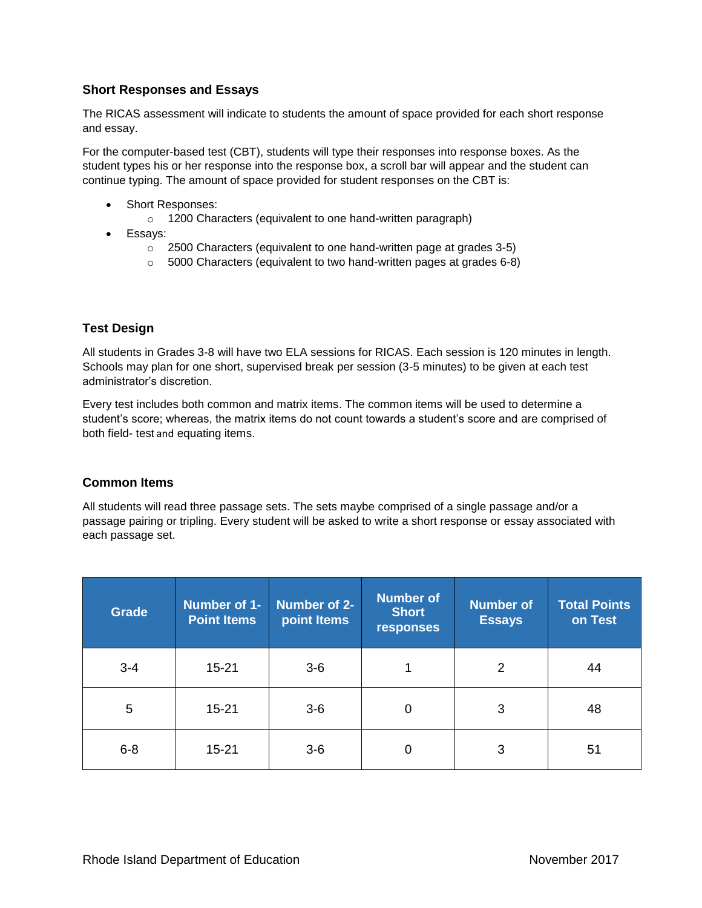### Short Responses and Essays

The RICAS assessment will indicate to students the amount of space provided for each short response and essay.

For the computer-based test (CBT), students will type their responses into response boxes. As the student types his or her response into the response box, a scroll bar will appear and the student can continue typing. The amount of space provided for student responses on the CBT is:

- Short Responses:
  - 1200 Characters (equivalent to one hand-written paragraph)
- Essays:
  - 2500 Characters (equivalent to one hand-written page at grades 3-5)
  - 5000 Characters (equivalent to two hand-written pages at grades 6-8)

### Test Design

All students in Grades 3-8 will have two ELA sessions for RICAS. Each session is 120 minutes in length. Schools may plan for one short, supervised break per session (3-5 minutes) to be given at each test administrator's discretion.

Every test includes both common and matrix items. The common items will be used to determine a student's score; whereas, the matrix items do not count towards a student's score and are comprised of both field- test and equating items.

### Common Items

All students will read three passage sets. The sets maybe comprised of a single passage and/or a passage pairing or tripling. Every student will be asked to write a short response or essay associated with each passage set.

| Grade | Number of 1-Point Items | Number of 2-point Items | Number of Short responses | Number of Essays | Total Points on Test |
|---|---|---|---|---|---|
| 3-4 | 15-21 | 3-6 | 1 | 2 | 44 |
| 5 | 15-21 | 3-6 | 0 | 3 | 48 |
| 6-8 | 15-21 | 3-6 | 0 | 3 | 51 |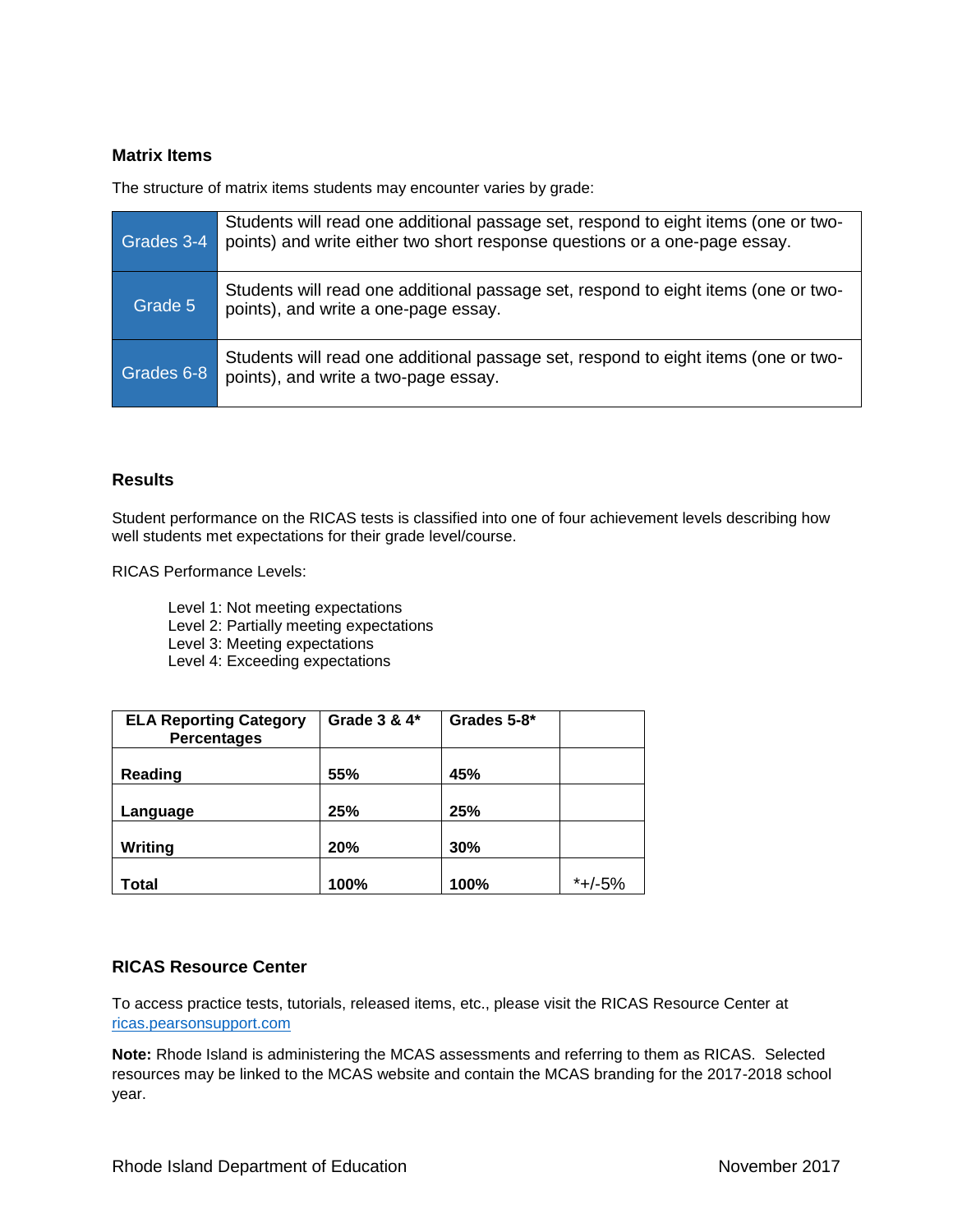### Matrix Items

The structure of matrix items students may encounter varies by grade:

| | |
|---|---|
| Grades 3-4 | Students will read one additional passage set, respond to eight items (one or two-points) and write either two short response questions or a one-page essay. |
| Grade 5 | Students will read one additional passage set, respond to eight items (one or two-points), and write a one-page essay. |
| Grades 6-8 | Students will read one additional passage set, respond to eight items (one or two-points), and write a two-page essay. |

### Results

Student performance on the RICAS tests is classified into one of four achievement levels describing how well students met expectations for their grade level/course.

RICAS Performance Levels:

Level 1: Not meeting expectations
Level 2: Partially meeting expectations
Level 3: Meeting expectations
Level 4: Exceeding expectations

| ELA Reporting Category Percentages | Grade 3 & 4* | Grades 5-8* | |
|---|---|---|---|
| **Reading** | **55%** | **45%** | |
| **Language** | **25%** | **25%** | |
| **Writing** | **20%** | **30%** | |
| **Total** | **100%** | **100%** | *+/-5% |

### RICAS Resource Center

To access practice tests, tutorials, released items, etc., please visit the RICAS Resource Center at [ricas.pearsonsupport.com](ricas.pearsonsupport.com)

**Note:** Rhode Island is administering the MCAS assessments and referring to them as RICAS. Selected resources may be linked to the MCAS website and contain the MCAS branding for the 2017-2018 school year.

Rhode Island Department of Education November 2017